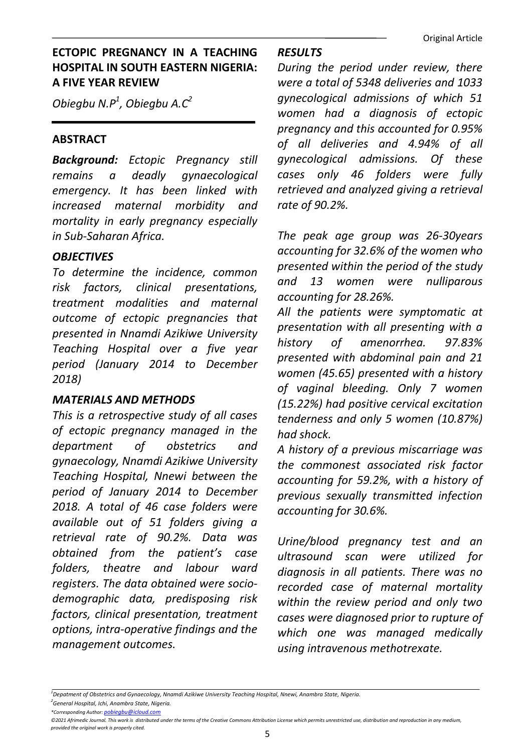# ECTOPIC PREGNANCY IN A TEACHING HOSPITAL IN SOUTH EASTERN NIGERIA: A FIVE YEAR REVIEW

*Obiegbu N.P[1], Obiegbu A.C[2]*

## ABSTRACT

***Background:*** *Ectopic Pregnancy still remains a deadly gynaecological emergency. It has been linked with increased maternal morbidity and mortality in early pregnancy especially in Sub-Saharan Africa.*

### *OBJECTIVES*

*To determine the incidence, common risk factors, clinical presentations, treatment modalities and maternal outcome of ectopic pregnancies that presented in Nnamdi Azikiwe University Teaching Hospital over a five year period (January 2014 to December 2018)*

### *MATERIALS AND METHODS*

*This is a retrospective study of all cases of ectopic pregnancy managed in the department of obstetrics and gynaecology, Nnamdi Azikiwe University Teaching Hospital, Nnewi between the period of January 2014 to December 2018. A total of 46 case folders were available out of 51 folders giving a retrieval rate of 90.2%. Data was obtained from the patient's case folders, theatre and labour ward registers. The data obtained were socio-demographic data, predisposing risk factors, clinical presentation, treatment options, intra-operative findings and the management outcomes.*

### *RESULTS*

*During the period under review, there were a total of 5348 deliveries and 1033 gynecological admissions of which 51 women had a diagnosis of ectopic pregnancy and this accounted for 0.95% of all deliveries and 4.94% of all gynecological admissions. Of these cases only 46 folders were fully retrieved and analyzed giving a retrieval rate of 90.2%.*

*The peak age group was 26-30years accounting for 32.6% of the women who presented within the period of the study and 13 women were nulliparous accounting for 28.26%.*

*All the patients were symptomatic at presentation with all presenting with a history of amenorrhea. 97.83% presented with abdominal pain and 21 women (45.65) presented with a history of vaginal bleeding. Only 7 women (15.22%) had positive cervical excitation tenderness and only 5 women (10.87%) had shock.*

*A history of a previous miscarriage was the commonest associated risk factor accounting for 59.2%, with a history of previous sexually transmitted infection accounting for 30.6%.*

*Urine/blood pregnancy test and an ultrasound scan were utilized for diagnosis in all patients. There was no recorded case of maternal mortality within the review period and only two cases were diagnosed prior to rupture of which one was managed medically using intravenous methotrexate.*

---

*[1]Depatment of Obstetrics and Gynaecology, Nnamdi Azikiwe University Teaching Hospital, Nnewi, Anambra State, Nigeria.*

*[2]General Hospital, Ichi, Anambra State, Nigeria.*

*\*Corresponding Author: pobiegbu@icloud.com*

*©2021 Afrimedic Journal. This work is distributed under the terms of the Creative Commons Attribution License which permits unrestricted use, distribution and reproduction in any medium, provided the original work is properly cited.*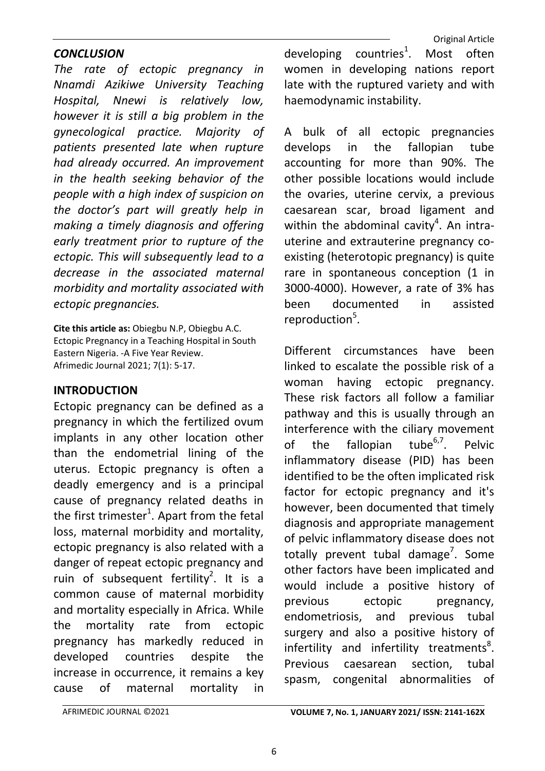## *CONCLUSION*

*The rate of ectopic pregnancy in Nnamdi Azikiwe University Teaching Hospital, Nnewi is relatively low, however it is still a big problem in the gynecological practice. Majority of patients presented late when rupture had already occurred. An improvement in the health seeking behavior of the people with a high index of suspicion on the doctor's part will greatly help in making a timely diagnosis and offering early treatment prior to rupture of the ectopic. This will subsequently lead to a decrease in the associated maternal morbidity and mortality associated with ectopic pregnancies.*

**Cite this article as:** Obiegbu N.P, Obiegbu A.C. Ectopic Pregnancy in a Teaching Hospital in South Eastern Nigeria. -A Five Year Review. Afrimedic Journal 2021; 7(1): 5-17.

## INTRODUCTION

Ectopic pregnancy can be defined as a pregnancy in which the fertilized ovum implants in any other location other than the endometrial lining of the uterus. Ectopic pregnancy is often a deadly emergency and is a principal cause of pregnancy related deaths in the first trimester[1]. Apart from the fetal loss, maternal morbidity and mortality, ectopic pregnancy is also related with a danger of repeat ectopic pregnancy and ruin of subsequent fertility[2]. It is a common cause of maternal morbidity and mortality especially in Africa. While the mortality rate from ectopic pregnancy has markedly reduced in developed countries despite the increase in occurrence, it remains a key cause of maternal mortality in developing countries[1]. Most often women in developing nations report late with the ruptured variety and with haemodynamic instability.

A bulk of all ectopic pregnancies develops in the fallopian tube accounting for more than 90%. The other possible locations would include the ovaries, uterine cervix, a previous caesarean scar, broad ligament and within the abdominal cavity[4]. An intra-uterine and extrauterine pregnancy co-existing (heterotopic pregnancy) is quite rare in spontaneous conception (1 in 3000-4000). However, a rate of 3% has been documented in assisted reproduction[5].

Different circumstances have been linked to escalate the possible risk of a woman having ectopic pregnancy. These risk factors all follow a familiar pathway and this is usually through an interference with the ciliary movement of the fallopian tube[6,7]. Pelvic inflammatory disease (PID) has been identified to be the often implicated risk factor for ectopic pregnancy and it's however, been documented that timely diagnosis and appropriate management of pelvic inflammatory disease does not totally prevent tubal damage[7]. Some other factors have been implicated and would include a positive history of previous ectopic pregnancy, endometriosis, and previous tubal surgery and also a positive history of infertility and infertility treatments[8]. Previous caesarean section, tubal spasm, congenital abnormalities of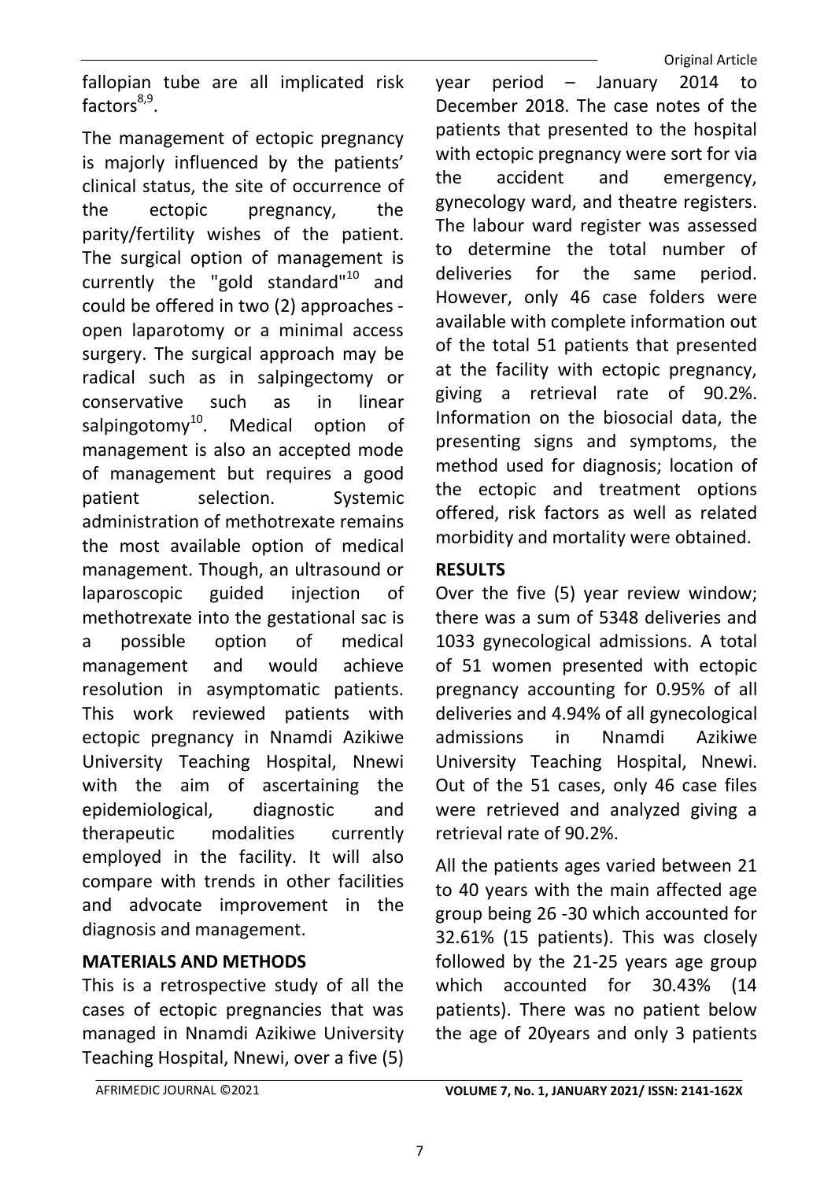fallopian tube are all implicated risk factors[8,9].

The management of ectopic pregnancy is majorly influenced by the patients' clinical status, the site of occurrence of the ectopic pregnancy, the parity/fertility wishes of the patient. The surgical option of management is currently the "gold standard"[10] and could be offered in two (2) approaches - open laparotomy or a minimal access surgery. The surgical approach may be radical such as in salpingectomy or conservative such as in linear salpingotomy[10]. Medical option of management is also an accepted mode of management but requires a good patient selection. Systemic administration of methotrexate remains the most available option of medical management. Though, an ultrasound or laparoscopic guided injection of methotrexate into the gestational sac is a possible option of medical management and would achieve resolution in asymptomatic patients. This work reviewed patients with ectopic pregnancy in Nnamdi Azikiwe University Teaching Hospital, Nnewi with the aim of ascertaining the epidemiological, diagnostic and therapeutic modalities currently employed in the facility. It will also compare with trends in other facilities and advocate improvement in the diagnosis and management.

## MATERIALS AND METHODS

This is a retrospective study of all the cases of ectopic pregnancies that was managed in Nnamdi Azikiwe University Teaching Hospital, Nnewi, over a five (5) year period – January 2014 to December 2018. The case notes of the patients that presented to the hospital with ectopic pregnancy were sort for via the accident and emergency, gynecology ward, and theatre registers. The labour ward register was assessed to determine the total number of deliveries for the same period. However, only 46 case folders were available with complete information out of the total 51 patients that presented at the facility with ectopic pregnancy, giving a retrieval rate of 90.2%. Information on the biosocial data, the presenting signs and symptoms, the method used for diagnosis; location of the ectopic and treatment options offered, risk factors as well as related morbidity and mortality were obtained.

## RESULTS

Over the five (5) year review window; there was a sum of 5348 deliveries and 1033 gynecological admissions. A total of 51 women presented with ectopic pregnancy accounting for 0.95% of all deliveries and 4.94% of all gynecological admissions in Nnamdi Azikiwe University Teaching Hospital, Nnewi. Out of the 51 cases, only 46 case files were retrieved and analyzed giving a retrieval rate of 90.2%.

All the patients ages varied between 21 to 40 years with the main affected age group being 26 -30 which accounted for 32.61% (15 patients). This was closely followed by the 21-25 years age group which accounted for 30.43% (14 patients). There was no patient below the age of 20years and only 3 patients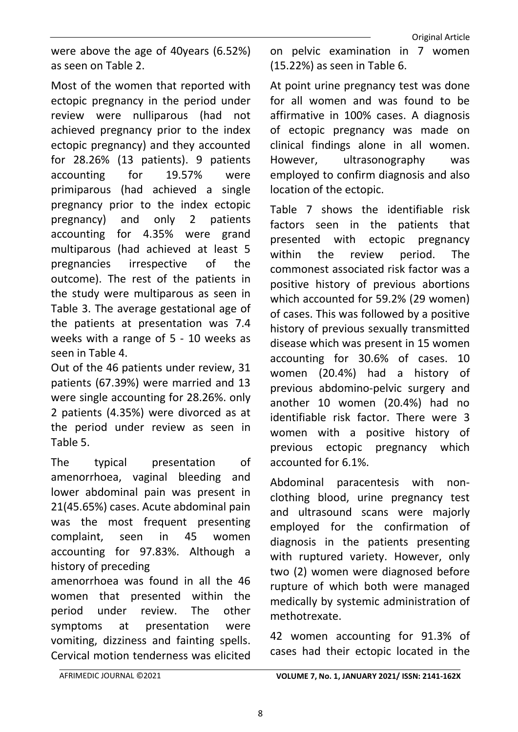were above the age of 40years (6.52%) as seen on Table 2.

Most of the women that reported with ectopic pregnancy in the period under review were nulliparous (had not achieved pregnancy prior to the index ectopic pregnancy) and they accounted for 28.26% (13 patients). 9 patients accounting for 19.57% were primiparous (had achieved a single pregnancy prior to the index ectopic pregnancy) and only 2 patients accounting for 4.35% were grand multiparous (had achieved at least 5 pregnancies irrespective of the outcome). The rest of the patients in the study were multiparous as seen in Table 3. The average gestational age of the patients at presentation was 7.4 weeks with a range of 5 - 10 weeks as seen in Table 4.

Out of the 46 patients under review, 31 patients (67.39%) were married and 13 were single accounting for 28.26%. only 2 patients (4.35%) were divorced as at the period under review as seen in Table 5.

The typical presentation of amenorrhoea, vaginal bleeding and lower abdominal pain was present in 21(45.65%) cases. Acute abdominal pain was the most frequent presenting complaint, seen in 45 women accounting for 97.83%. Although a history of preceding amenorrhoea was found in all the 46 women that presented within the period under review. The other symptoms at presentation were vomiting, dizziness and fainting spells. Cervical motion tenderness was elicited on pelvic examination in 7 women (15.22%) as seen in Table 6.

At point urine pregnancy test was done for all women and was found to be affirmative in 100% cases. A diagnosis of ectopic pregnancy was made on clinical findings alone in all women. However, ultrasonography was employed to confirm diagnosis and also location of the ectopic.

Table 7 shows the identifiable risk factors seen in the patients that presented with ectopic pregnancy within the review period. The commonest associated risk factor was a positive history of previous abortions which accounted for 59.2% (29 women) of cases. This was followed by a positive history of previous sexually transmitted disease which was present in 15 women accounting for 30.6% of cases. 10 women (20.4%) had a history of previous abdomino-pelvic surgery and another 10 women (20.4%) had no identifiable risk factor. There were 3 women with a positive history of previous ectopic pregnancy which accounted for 6.1%.

Abdominal paracentesis with non-clothing blood, urine pregnancy test and ultrasound scans were majorly employed for the confirmation of diagnosis in the patients presenting with ruptured variety. However, only two (2) women were diagnosed before rupture of which both were managed medically by systemic administration of methotrexate.

42 women accounting for 91.3% of cases had their ectopic located in the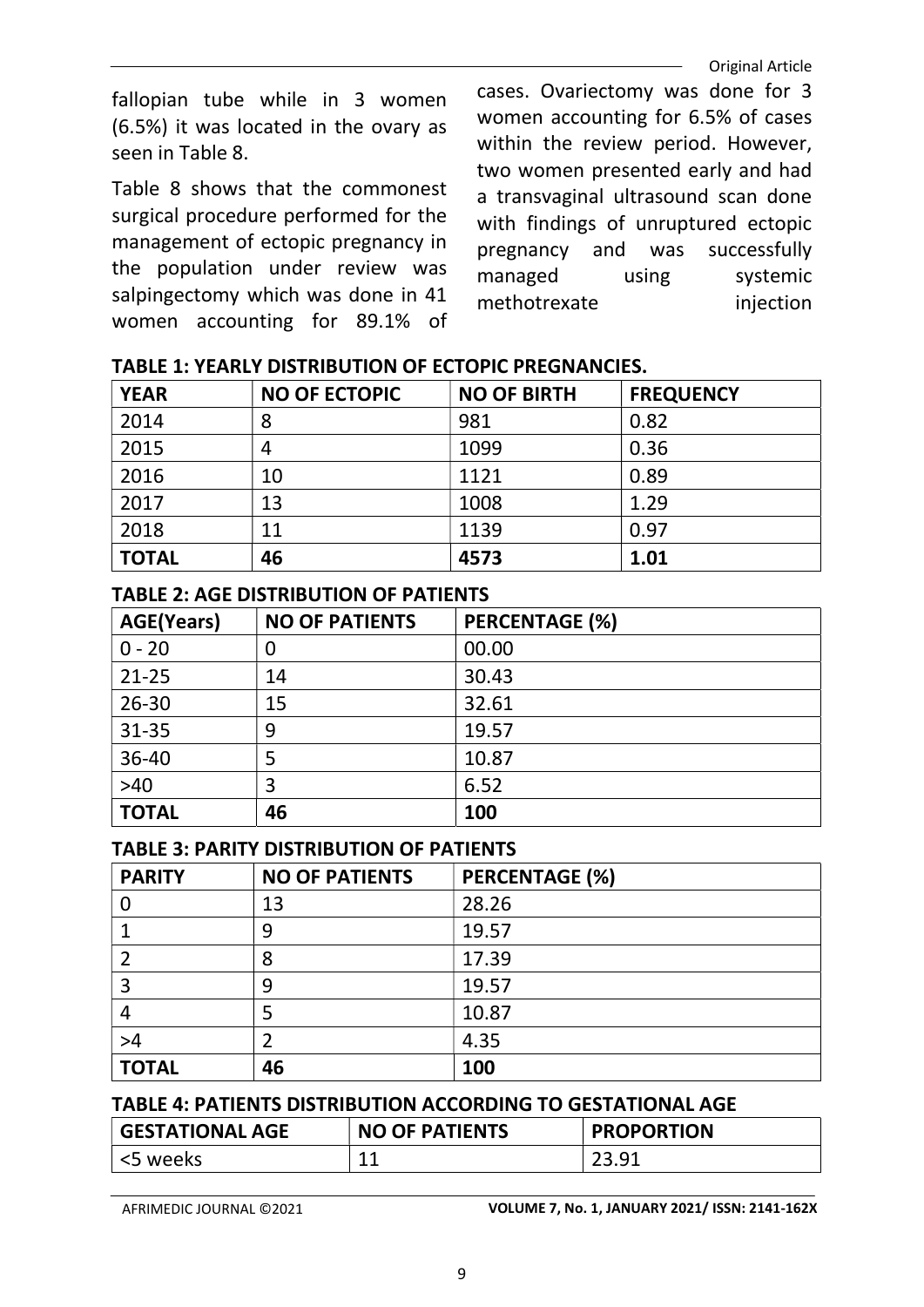fallopian tube while in 3 women (6.5%) it was located in the ovary as seen in Table 8.

Table 8 shows that the commonest surgical procedure performed for the management of ectopic pregnancy in the population under review was salpingectomy which was done in 41 women accounting for 89.1% of cases. Ovariectomy was done for 3 women accounting for 6.5% of cases within the review period. However, two women presented early and had a transvaginal ultrasound scan done with findings of unruptured ectopic pregnancy and was successfully managed using systemic methotrexate injection

**TABLE 1: YEARLY DISTRIBUTION OF ECTOPIC PREGNANCIES.**

| YEAR | NO OF ECTOPIC | NO OF BIRTH | FREQUENCY |
|---|---|---|---|
| 2014 | 8 | 981 | 0.82 |
| 2015 | 4 | 1099 | 0.36 |
| 2016 | 10 | 1121 | 0.89 |
| 2017 | 13 | 1008 | 1.29 |
| 2018 | 11 | 1139 | 0.97 |
| **TOTAL** | **46** | **4573** | **1.01** |

**TABLE 2: AGE DISTRIBUTION OF PATIENTS**

| AGE(Years) | NO OF PATIENTS | PERCENTAGE (%) |
|---|---|---|
| 0 - 20 | 0 | 00.00 |
| 21-25 | 14 | 30.43 |
| 26-30 | 15 | 32.61 |
| 31-35 | 9 | 19.57 |
| 36-40 | 5 | 10.87 |
| >40 | 3 | 6.52 |
| **TOTAL** | **46** | **100** |

**TABLE 3: PARITY DISTRIBUTION OF PATIENTS**

| PARITY | NO OF PATIENTS | PERCENTAGE (%) |
|---|---|---|
| 0 | 13 | 28.26 |
| 1 | 9 | 19.57 |
| 2 | 8 | 17.39 |
| 3 | 9 | 19.57 |
| 4 | 5 | 10.87 |
| >4 | 2 | 4.35 |
| **TOTAL** | **46** | **100** |

**TABLE 4: PATIENTS DISTRIBUTION ACCORDING TO GESTATIONAL AGE**

| GESTATIONAL AGE | NO OF PATIENTS | PROPORTION |
|---|---|---|
| <5 weeks | 11 | 23.91 |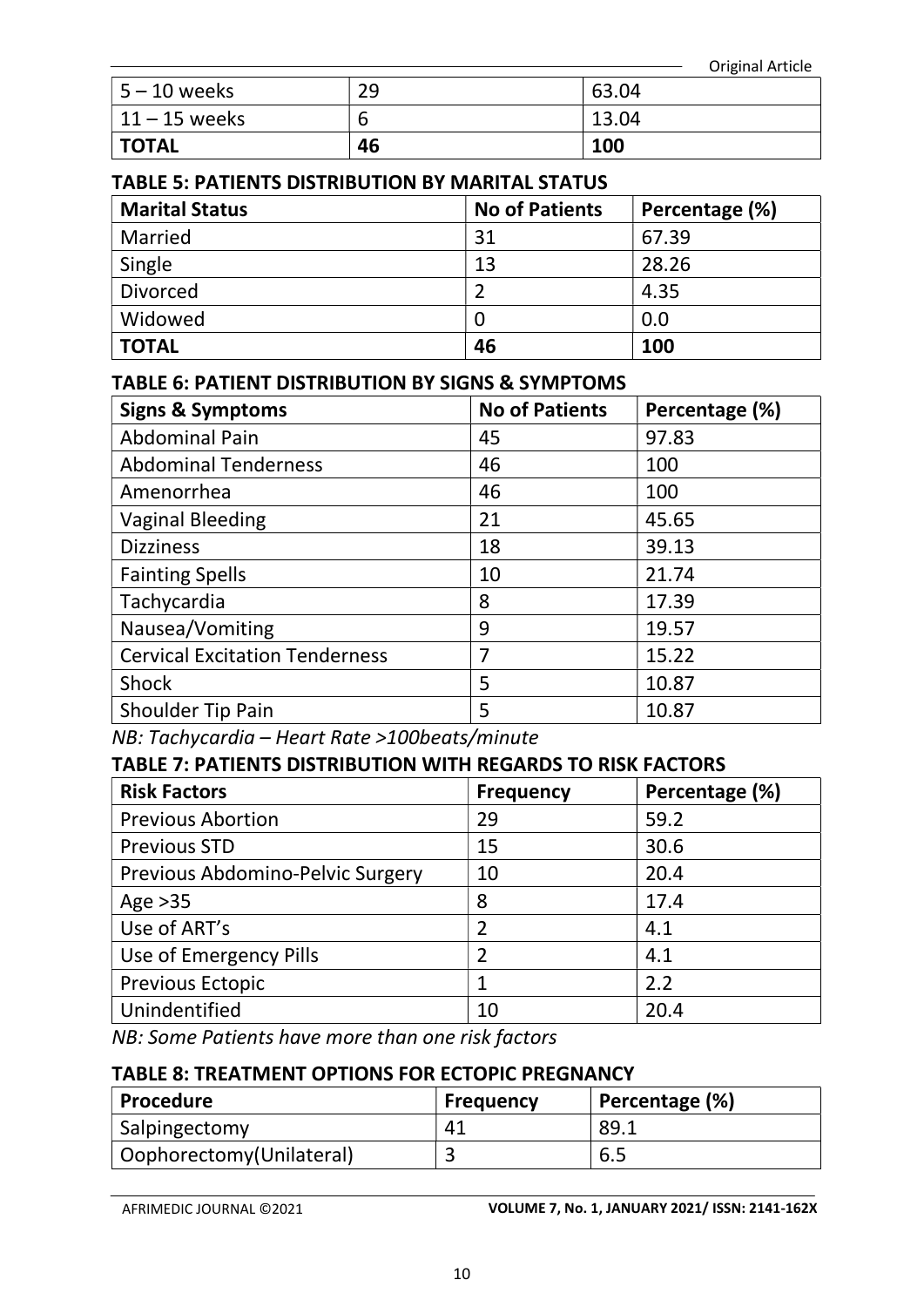| 5 – 10 weeks | 29 | 63.04 |
|---|---|---|
| 11 – 15 weeks | 6 | 13.04 |
| **TOTAL** | **46** | **100** |

**TABLE 5: PATIENTS DISTRIBUTION BY MARITAL STATUS**

| Marital Status | No of Patients | Percentage (%) |
|---|---|---|
| Married | 31 | 67.39 |
| Single | 13 | 28.26 |
| Divorced | 2 | 4.35 |
| Widowed | 0 | 0.0 |
| **TOTAL** | **46** | **100** |

**TABLE 6: PATIENT DISTRIBUTION BY SIGNS & SYMPTOMS**

| Signs & Symptoms | No of Patients | Percentage (%) |
|---|---|---|
| Abdominal Pain | 45 | 97.83 |
| Abdominal Tenderness | 46 | 100 |
| Amenorrhea | 46 | 100 |
| Vaginal Bleeding | 21 | 45.65 |
| Dizziness | 18 | 39.13 |
| Fainting Spells | 10 | 21.74 |
| Tachycardia | 8 | 17.39 |
| Nausea/Vomiting | 9 | 19.57 |
| Cervical Excitation Tenderness | 7 | 15.22 |
| Shock | 5 | 10.87 |
| Shoulder Tip Pain | 5 | 10.87 |

*NB: Tachycardia – Heart Rate >100beats/minute*

**TABLE 7: PATIENTS DISTRIBUTION WITH REGARDS TO RISK FACTORS**

| Risk Factors | Frequency | Percentage (%) |
|---|---|---|
| Previous Abortion | 29 | 59.2 |
| Previous STD | 15 | 30.6 |
| Previous Abdomino-Pelvic Surgery | 10 | 20.4 |
| Age >35 | 8 | 17.4 |
| Use of ART's | 2 | 4.1 |
| Use of Emergency Pills | 2 | 4.1 |
| Previous Ectopic | 1 | 2.2 |
| Unindentified | 10 | 20.4 |

*NB: Some Patients have more than one risk factors*

**TABLE 8: TREATMENT OPTIONS FOR ECTOPIC PREGNANCY**

| Procedure | Frequency | Percentage (%) |
|---|---|---|
| Salpingectomy | 41 | 89.1 |
| Oophorectomy(Unilateral) | 3 | 6.5 |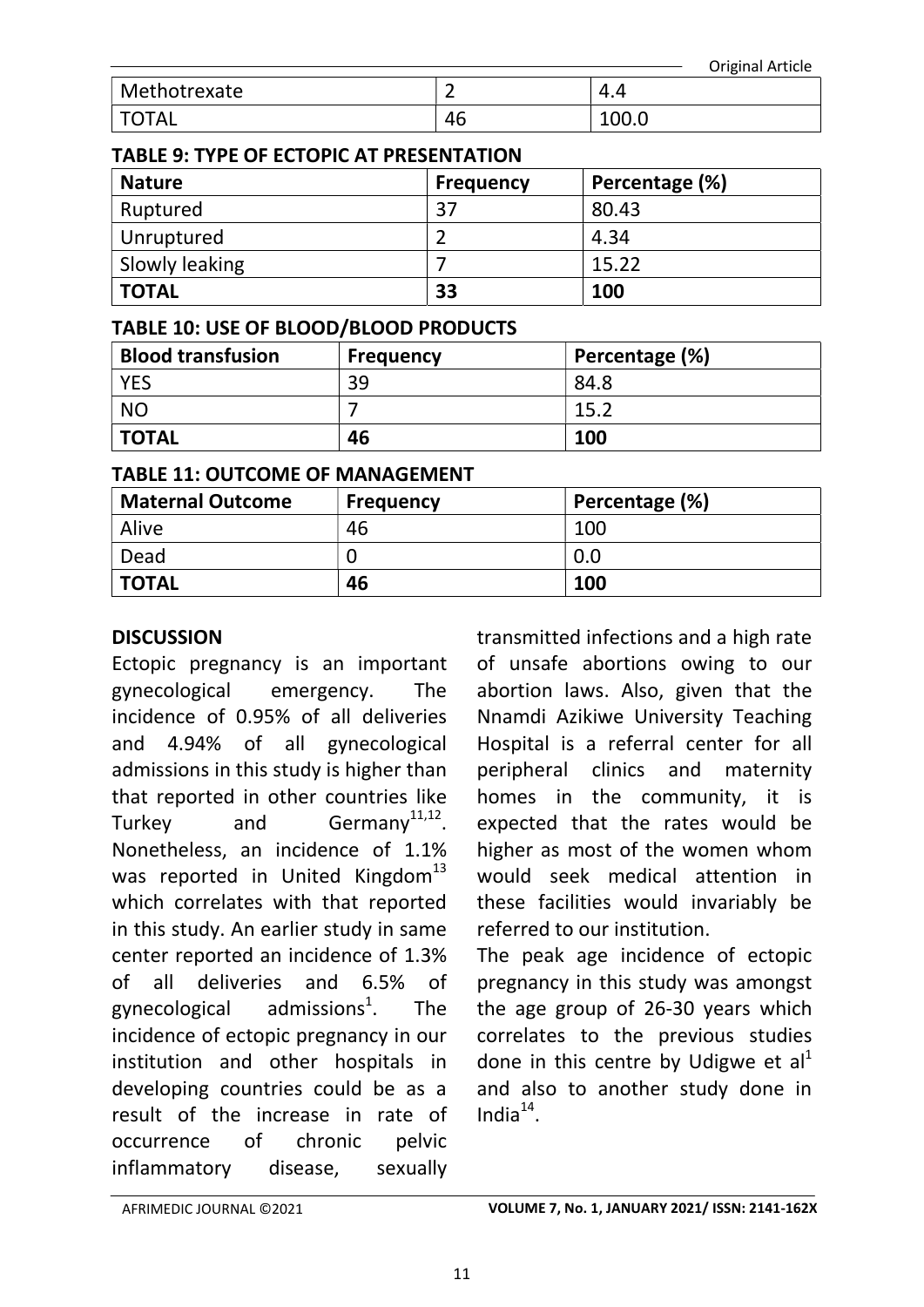| Methotrexate | 2 | 4.4 |
| --- | --- | --- |
| TOTAL | 46 | 100.0 |

**TABLE 9: TYPE OF ECTOPIC AT PRESENTATION**

| Nature | Frequency | Percentage (%) |
| --- | --- | --- |
| Ruptured | 37 | 80.43 |
| Unruptured | 2 | 4.34 |
| Slowly leaking | 7 | 15.22 |
| **TOTAL** | **33** | **100** |

**TABLE 10: USE OF BLOOD/BLOOD PRODUCTS**

| Blood transfusion | Frequency | Percentage (%) |
| --- | --- | --- |
| YES | 39 | 84.8 |
| NO | 7 | 15.2 |
| **TOTAL** | **46** | **100** |

**TABLE 11: OUTCOME OF MANAGEMENT**

| Maternal Outcome | Frequency | Percentage (%) |
| --- | --- | --- |
| Alive | 46 | 100 |
| Dead | 0 | 0.0 |
| **TOTAL** | **46** | **100** |

## DISCUSSION

Ectopic pregnancy is an important gynecological emergency. The incidence of 0.95% of all deliveries and 4.94% of all gynecological admissions in this study is higher than that reported in other countries like Turkey and Germany[11,12]. Nonetheless, an incidence of 1.1% was reported in United Kingdom[13] which correlates with that reported in this study. An earlier study in same center reported an incidence of 1.3% of all deliveries and 6.5% of gynecological admissions[1]. The incidence of ectopic pregnancy in our institution and other hospitals in developing countries could be as a result of the increase in rate of occurrence of chronic pelvic inflammatory disease, sexually transmitted infections and a high rate of unsafe abortions owing to our abortion laws. Also, given that the Nnamdi Azikiwe University Teaching Hospital is a referral center for all peripheral clinics and maternity homes in the community, it is expected that the rates would be higher as most of the women whom would seek medical attention in these facilities would invariably be referred to our institution.

The peak age incidence of ectopic pregnancy in this study was amongst the age group of 26-30 years which correlates to the previous studies done in this centre by Udigwe et al[1] and also to another study done in India[14].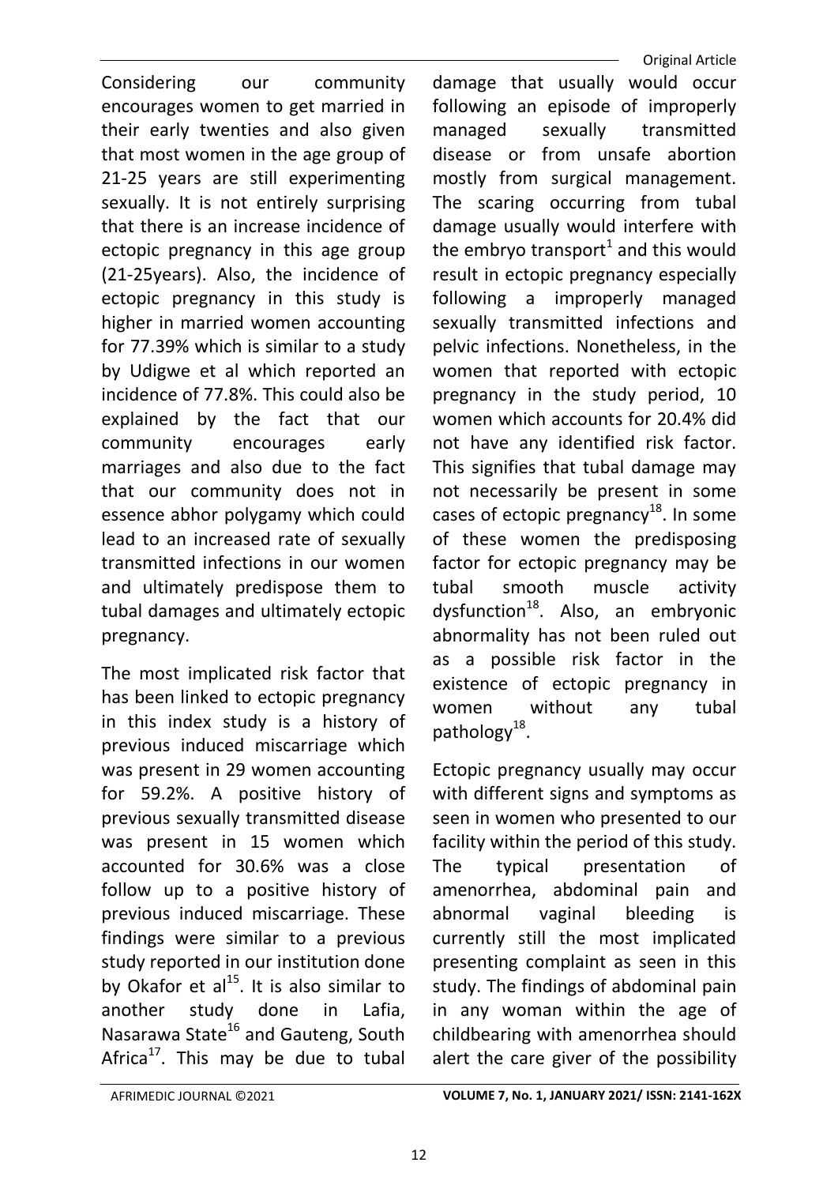Considering our community encourages women to get married in their early twenties and also given that most women in the age group of 21-25 years are still experimenting sexually. It is not entirely surprising that there is an increase incidence of ectopic pregnancy in this age group (21-25years). Also, the incidence of ectopic pregnancy in this study is higher in married women accounting for 77.39% which is similar to a study by Udigwe et al which reported an incidence of 77.8%. This could also be explained by the fact that our community encourages early marriages and also due to the fact that our community does not in essence abhor polygamy which could lead to an increased rate of sexually transmitted infections in our women and ultimately predispose them to tubal damages and ultimately ectopic pregnancy.

The most implicated risk factor that has been linked to ectopic pregnancy in this index study is a history of previous induced miscarriage which was present in 29 women accounting for 59.2%. A positive history of previous sexually transmitted disease was present in 15 women which accounted for 30.6% was a close follow up to a positive history of previous induced miscarriage. These findings were similar to a previous study reported in our institution done by Okafor et al[15]. It is also similar to another study done in Lafia, Nasarawa State[16] and Gauteng, South Africa[17]. This may be due to tubal damage that usually would occur following an episode of improperly managed sexually transmitted disease or from unsafe abortion mostly from surgical management. The scaring occurring from tubal damage usually would interfere with the embryo transport[1] and this would result in ectopic pregnancy especially following a improperly managed sexually transmitted infections and pelvic infections. Nonetheless, in the women that reported with ectopic pregnancy in the study period, 10 women which accounts for 20.4% did not have any identified risk factor. This signifies that tubal damage may not necessarily be present in some cases of ectopic pregnancy[18]. In some of these women the predisposing factor for ectopic pregnancy may be tubal smooth muscle activity dysfunction[18]. Also, an embryonic abnormality has not been ruled out as a possible risk factor in the existence of ectopic pregnancy in women without any tubal pathology[18].

Ectopic pregnancy usually may occur with different signs and symptoms as seen in women who presented to our facility within the period of this study. The typical presentation of amenorrhea, abdominal pain and abnormal vaginal bleeding is currently still the most implicated presenting complaint as seen in this study. The findings of abdominal pain in any woman within the age of childbearing with amenorrhea should alert the care giver of the possibility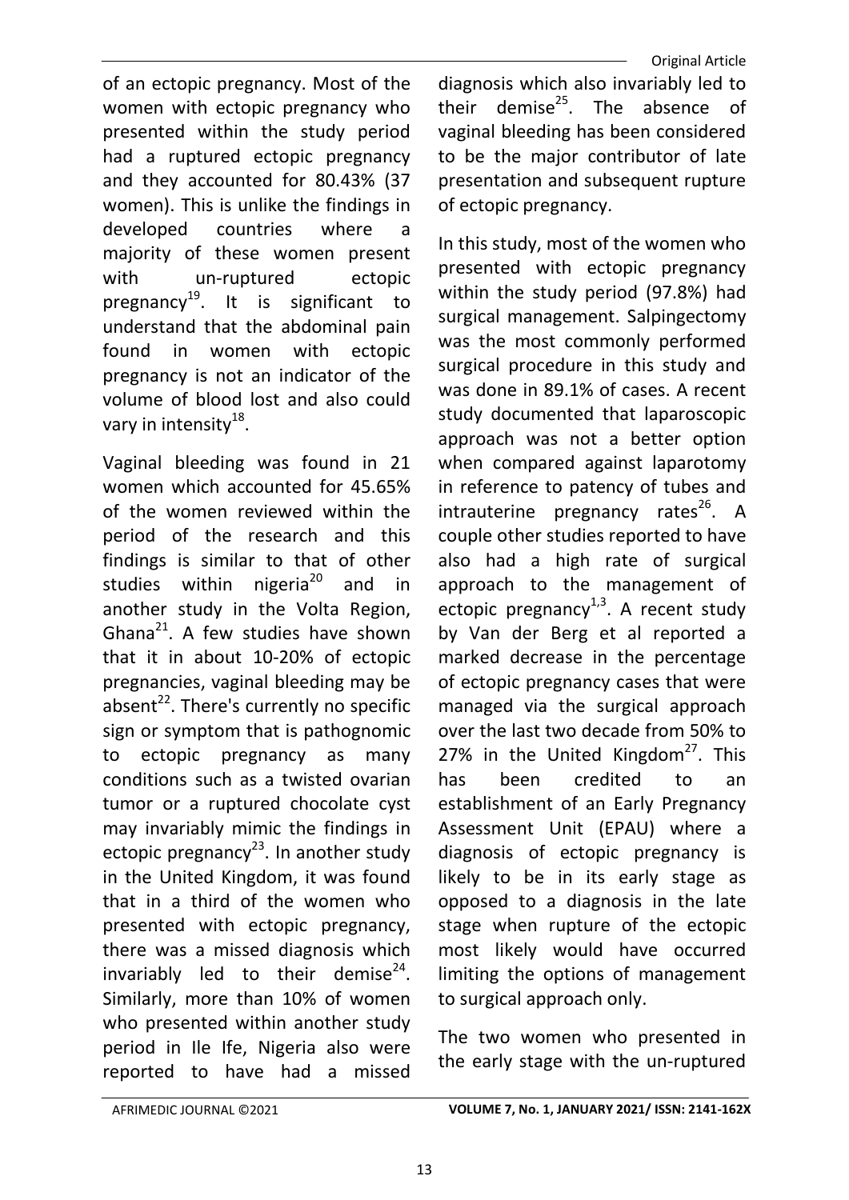of an ectopic pregnancy. Most of the women with ectopic pregnancy who presented within the study period had a ruptured ectopic pregnancy and they accounted for 80.43% (37 women). This is unlike the findings in developed countries where a majority of these women present with un-ruptured ectopic pregnancy[19]. It is significant to understand that the abdominal pain found in women with ectopic pregnancy is not an indicator of the volume of blood lost and also could vary in intensity[18].

Vaginal bleeding was found in 21 women which accounted for 45.65% of the women reviewed within the period of the research and this findings is similar to that of other studies within nigeria[20] and in another study in the Volta Region, Ghana[21]. A few studies have shown that it in about 10-20% of ectopic pregnancies, vaginal bleeding may be absent[22]. There's currently no specific sign or symptom that is pathognomic to ectopic pregnancy as many conditions such as a twisted ovarian tumor or a ruptured chocolate cyst may invariably mimic the findings in ectopic pregnancy[23]. In another study in the United Kingdom, it was found that in a third of the women who presented with ectopic pregnancy, there was a missed diagnosis which invariably led to their demise[24]. Similarly, more than 10% of women who presented within another study period in Ile Ife, Nigeria also were reported to have had a missed diagnosis which also invariably led to their demise[25]. The absence of vaginal bleeding has been considered to be the major contributor of late presentation and subsequent rupture of ectopic pregnancy.

In this study, most of the women who presented with ectopic pregnancy within the study period (97.8%) had surgical management. Salpingectomy was the most commonly performed surgical procedure in this study and was done in 89.1% of cases. A recent study documented that laparoscopic approach was not a better option when compared against laparotomy in reference to patency of tubes and intrauterine pregnancy rates[26]. A couple other studies reported to have also had a high rate of surgical approach to the management of ectopic pregnancy[1,3]. A recent study by Van der Berg et al reported a marked decrease in the percentage of ectopic pregnancy cases that were managed via the surgical approach over the last two decade from 50% to 27% in the United Kingdom[27]. This has been credited to an establishment of an Early Pregnancy Assessment Unit (EPAU) where a diagnosis of ectopic pregnancy is likely to be in its early stage as opposed to a diagnosis in the late stage when rupture of the ectopic most likely would have occurred limiting the options of management to surgical approach only.

The two women who presented in the early stage with the un-ruptured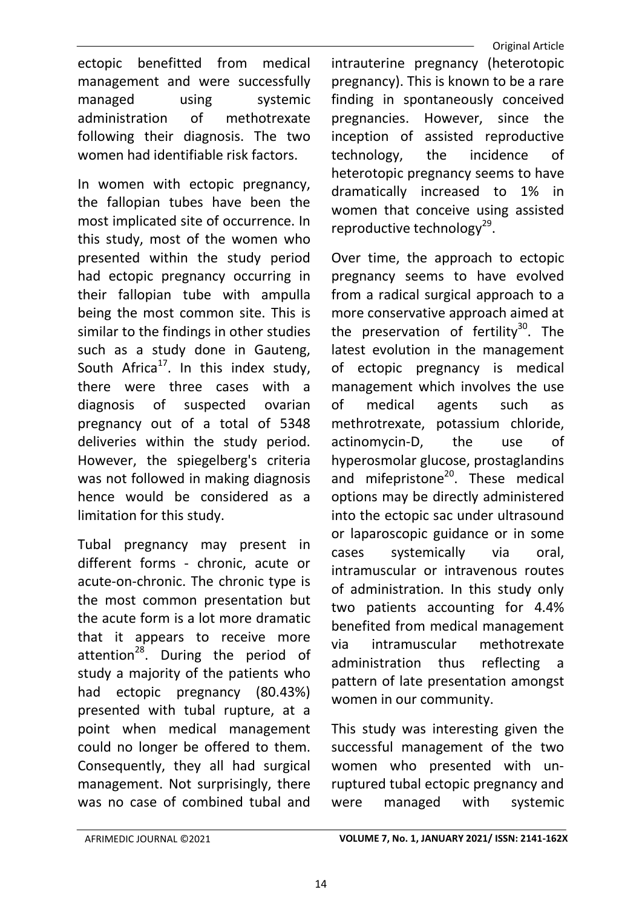ectopic benefitted from medical management and were successfully managed using systemic administration of methotrexate following their diagnosis. The two women had identifiable risk factors.

In women with ectopic pregnancy, the fallopian tubes have been the most implicated site of occurrence. In this study, most of the women who presented within the study period had ectopic pregnancy occurring in their fallopian tube with ampulla being the most common site. This is similar to the findings in other studies such as a study done in Gauteng, South Africa[17]. In this index study, there were three cases with a diagnosis of suspected ovarian pregnancy out of a total of 5348 deliveries within the study period. However, the spiegelberg's criteria was not followed in making diagnosis hence would be considered as a limitation for this study.

Tubal pregnancy may present in different forms - chronic, acute or acute-on-chronic. The chronic type is the most common presentation but the acute form is a lot more dramatic that it appears to receive more attention[28]. During the period of study a majority of the patients who had ectopic pregnancy (80.43%) presented with tubal rupture, at a point when medical management could no longer be offered to them. Consequently, they all had surgical management. Not surprisingly, there was no case of combined tubal and intrauterine pregnancy (heterotopic pregnancy). This is known to be a rare finding in spontaneously conceived pregnancies. However, since the inception of assisted reproductive technology, the incidence of heterotopic pregnancy seems to have dramatically increased to 1% in women that conceive using assisted reproductive technology[29].

Over time, the approach to ectopic pregnancy seems to have evolved from a radical surgical approach to a more conservative approach aimed at the preservation of fertility[30]. The latest evolution in the management of ectopic pregnancy is medical management which involves the use of medical agents such as methrotrexate, potassium chloride, actinomycin-D, the use of hyperosmolar glucose, prostaglandins and mifepristone[20]. These medical options may be directly administered into the ectopic sac under ultrasound or laparoscopic guidance or in some cases systemically via oral, intramuscular or intravenous routes of administration. In this study only two patients accounting for 4.4% benefited from medical management via intramuscular methotrexate administration thus reflecting a pattern of late presentation amongst women in our community.

This study was interesting given the successful management of the two women who presented with un-ruptured tubal ectopic pregnancy and were managed with systemic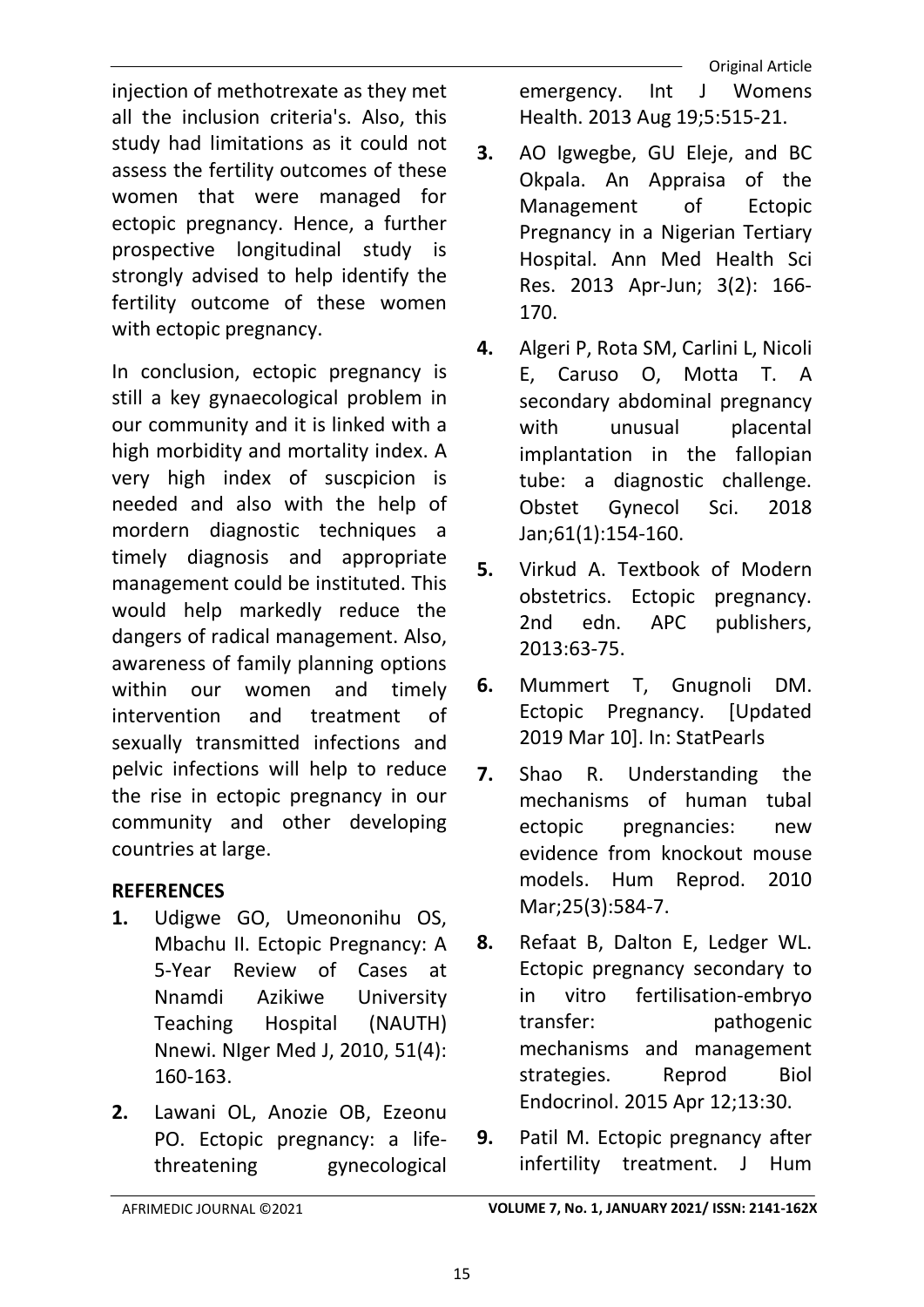injection of methotrexate as they met all the inclusion criteria's. Also, this study had limitations as it could not assess the fertility outcomes of these women that were managed for ectopic pregnancy. Hence, a further prospective longitudinal study is strongly advised to help identify the fertility outcome of these women with ectopic pregnancy.

In conclusion, ectopic pregnancy is still a key gynaecological problem in our community and it is linked with a high morbidity and mortality index. A very high index of suscpicion is needed and also with the help of mordern diagnostic techniques a timely diagnosis and appropriate management could be instituted. This would help markedly reduce the dangers of radical management. Also, awareness of family planning options within our women and timely intervention and treatment of sexually transmitted infections and pelvic infections will help to reduce the rise in ectopic pregnancy in our community and other developing countries at large.

## REFERENCES

1. Udigwe GO, Umeononihu OS, Mbachu II. Ectopic Pregnancy: A 5-Year Review of Cases at Nnamdi Azikiwe University Teaching Hospital (NAUTH) Nnewi. NIger Med J, 2010, 51(4): 160-163.
2. Lawani OL, Anozie OB, Ezeonu PO. Ectopic pregnancy: a life-threatening gynecological emergency. Int J Womens Health. 2013 Aug 19;5:515-21.
3. AO Igwegbe, GU Eleje, and BC Okpala. An Appraisa of the Management of Ectopic Pregnancy in a Nigerian Tertiary Hospital. Ann Med Health Sci Res. 2013 Apr-Jun; 3(2): 166-170.
4. Algeri P, Rota SM, Carlini L, Nicoli E, Caruso O, Motta T. A secondary abdominal pregnancy with unusual placental implantation in the fallopian tube: a diagnostic challenge. Obstet Gynecol Sci. 2018 Jan;61(1):154-160.
5. Virkud A. Textbook of Modern obstetrics. Ectopic pregnancy. 2nd edn. APC publishers, 2013:63-75.
6. Mummert T, Gnugnoli DM. Ectopic Pregnancy. [Updated 2019 Mar 10]. In: StatPearls
7. Shao R. Understanding the mechanisms of human tubal ectopic pregnancies: new evidence from knockout mouse models. Hum Reprod. 2010 Mar;25(3):584-7.
8. Refaat B, Dalton E, Ledger WL. Ectopic pregnancy secondary to in vitro fertilisation-embryo transfer: pathogenic mechanisms and management strategies. Reprod Biol Endocrinol. 2015 Apr 12;13:30.
9. Patil M. Ectopic pregnancy after infertility treatment. J Hum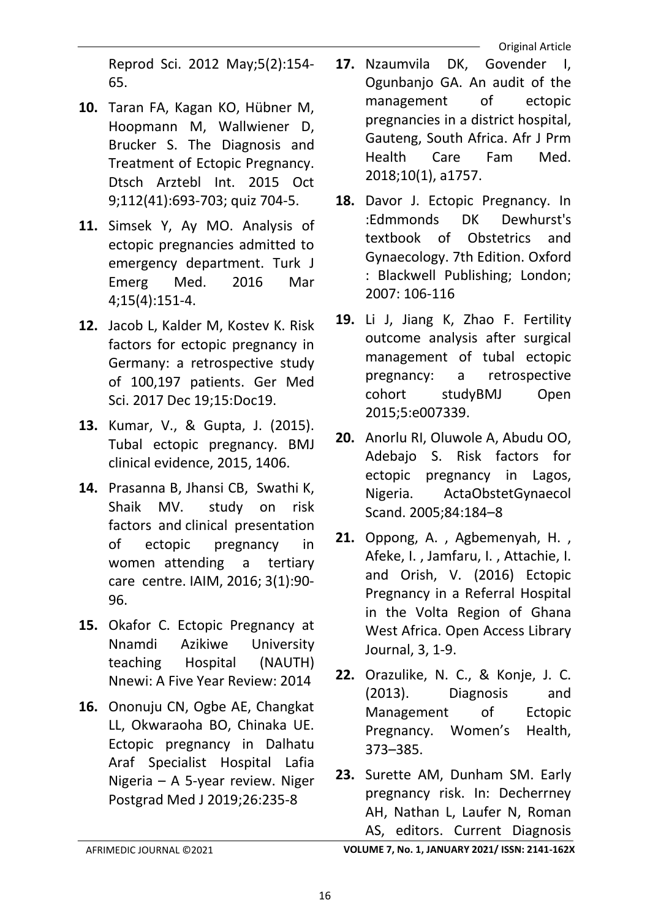Reprod Sci. 2012 May;5(2):154-65.

10. Taran FA, Kagan KO, Hübner M, Hoopmann M, Wallwiener D, Brucker S. The Diagnosis and Treatment of Ectopic Pregnancy. Dtsch Arztebl Int. 2015 Oct 9;112(41):693-703; quiz 704-5.

11. Simsek Y, Ay MO. Analysis of ectopic pregnancies admitted to emergency department. Turk J Emerg Med. 2016 Mar 4;15(4):151-4.

12. Jacob L, Kalder M, Kostev K. Risk factors for ectopic pregnancy in Germany: a retrospective study of 100,197 patients. Ger Med Sci. 2017 Dec 19;15:Doc19.

13. Kumar, V., & Gupta, J. (2015). Tubal ectopic pregnancy. BMJ clinical evidence, 2015, 1406.

14. Prasanna B, Jhansi CB, Swathi K, Shaik MV. study on risk factors and clinical presentation of ectopic pregnancy in women attending a tertiary care centre. IAIM, 2016; 3(1):90-96.

15. Okafor C. Ectopic Pregnancy at Nnamdi Azikiwe University teaching Hospital (NAUTH) Nnewi: A Five Year Review: 2014

16. Ononuju CN, Ogbe AE, Changkat LL, Okwaraoha BO, Chinaka UE. Ectopic pregnancy in Dalhatu Araf Specialist Hospital Lafia Nigeria – A 5-year review. Niger Postgrad Med J 2019;26:235-8

17. Nzaumvila DK, Govender I, Ogunbanjo GA. An audit of the management of ectopic pregnancies in a district hospital, Gauteng, South Africa. Afr J Prm Health Care Fam Med. 2018;10(1), a1757.

18. Davor J. Ectopic Pregnancy. In :Edmmonds DK Dewhurst's textbook of Obstetrics and Gynaecology. 7th Edition. Oxford : Blackwell Publishing; London; 2007: 106-116

19. Li J, Jiang K, Zhao F. Fertility outcome analysis after surgical management of tubal ectopic pregnancy: a retrospective cohort studyBMJ Open 2015;5:e007339.

20. Anorlu RI, Oluwole A, Abudu OO, Adebajo S. Risk factors for ectopic pregnancy in Lagos, Nigeria. ActaObstetGynaecol Scand. 2005;84:184–8

21. Oppong, A. , Agbemenyah, H. , Afeke, I. , Jamfaru, I. , Attachie, I. and Orish, V. (2016) Ectopic Pregnancy in a Referral Hospital in the Volta Region of Ghana West Africa. Open Access Library Journal, 3, 1-9.

22. Orazulike, N. C., & Konje, J. C. (2013). Diagnosis and Management of Ectopic Pregnancy. Women's Health, 373–385.

23. Surette AM, Dunham SM. Early pregnancy risk. In: Decherrney AH, Nathan L, Laufer N, Roman AS, editors. Current Diagnosis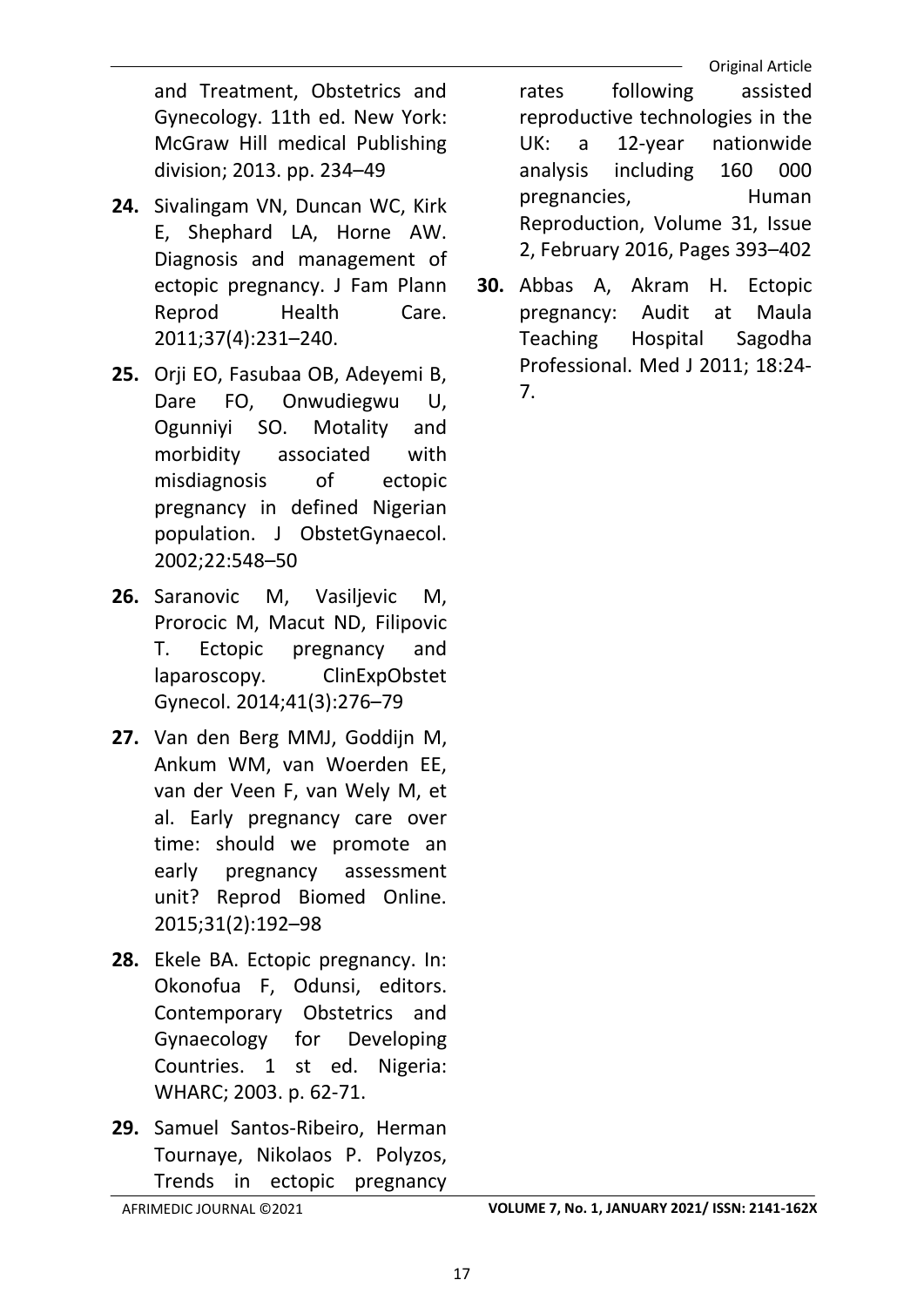and Treatment, Obstetrics and Gynecology. 11th ed. New York: McGraw Hill medical Publishing division; 2013. pp. 234–49

24. Sivalingam VN, Duncan WC, Kirk E, Shephard LA, Horne AW. Diagnosis and management of ectopic pregnancy. J Fam Plann Reprod Health Care. 2011;37(4):231–240.

25. Orji EO, Fasubaa OB, Adeyemi B, Dare FO, Onwudiegwu U, Ogunniyi SO. Motality and morbidity associated with misdiagnosis of ectopic pregnancy in defined Nigerian population. J ObstetGynaecol. 2002;22:548–50

26. Saranovic M, Vasiljevic M, Prorocic M, Macut ND, Filipovic T. Ectopic pregnancy and laparoscopy. ClinExpObstet Gynecol. 2014;41(3):276–79

27. Van den Berg MMJ, Goddijn M, Ankum WM, van Woerden EE, van der Veen F, van Wely M, et al. Early pregnancy care over time: should we promote an early pregnancy assessment unit? Reprod Biomed Online. 2015;31(2):192–98

28. Ekele BA. Ectopic pregnancy. In: Okonofua F, Odunsi, editors. Contemporary Obstetrics and Gynaecology for Developing Countries. 1 st ed. Nigeria: WHARC; 2003. p. 62-71.

29. Samuel Santos-Ribeiro, Herman Tournaye, Nikolaos P. Polyzos, Trends in ectopic pregnancy rates following assisted reproductive technologies in the UK: a 12-year nationwide analysis including 160 000 pregnancies, Human Reproduction, Volume 31, Issue 2, February 2016, Pages 393–402

30. Abbas A, Akram H. Ectopic pregnancy: Audit at Maula Teaching Hospital Sagodha Professional. Med J 2011; 18:24-7.